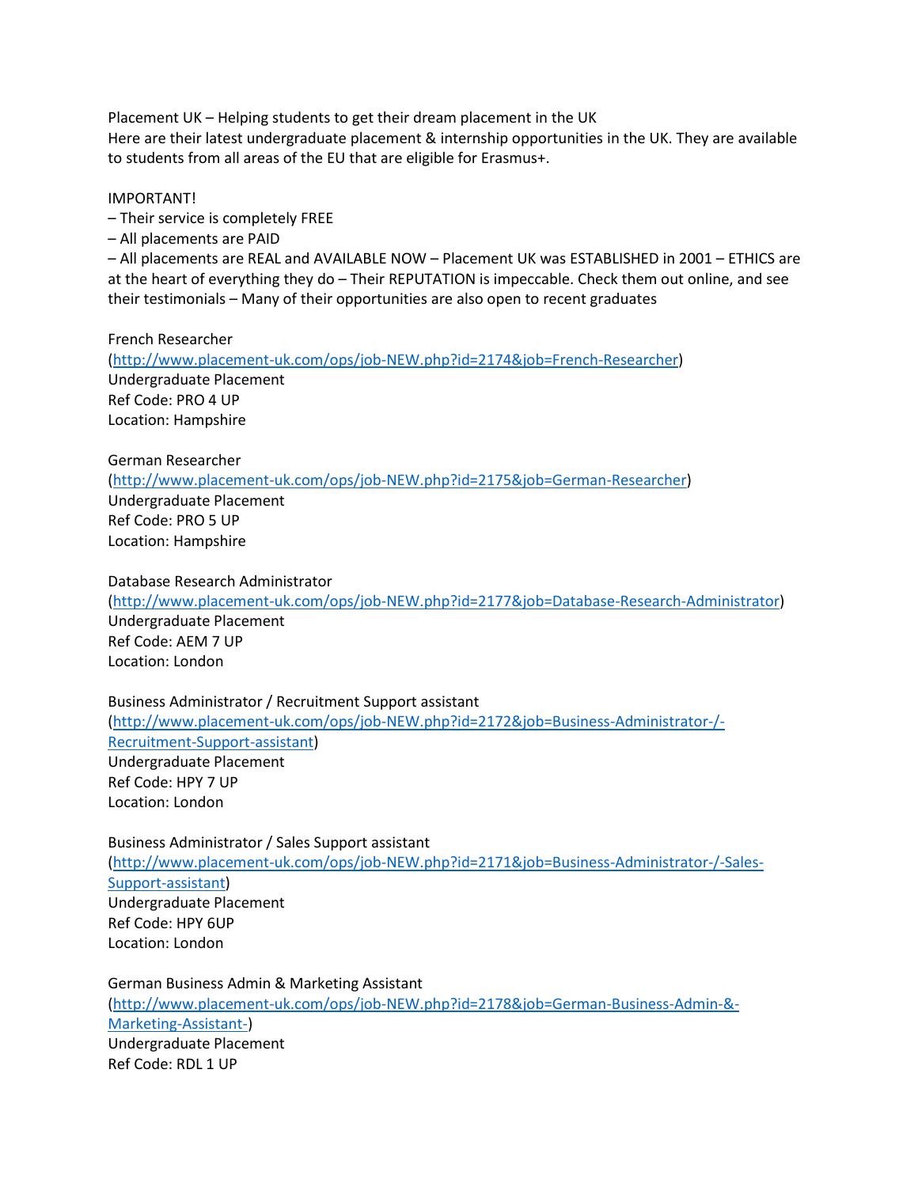Placement UK – Helping students to get their dream placement in the UK
Here are their latest undergraduate placement & internship opportunities in the UK. They are available to students from all areas of the EU that are eligible for Erasmus+.

IMPORTANT!
– Their service is completely FREE
– All placements are PAID
– All placements are REAL and AVAILABLE NOW – Placement UK was ESTABLISHED in 2001 – ETHICS are at the heart of everything they do – Their REPUTATION is impeccable. Check them out online, and see their testimonials – Many of their opportunities are also open to recent graduates

French Researcher
(http://www.placement-uk.com/ops/job-NEW.php?id=2174&job=French-Researcher)
Undergraduate Placement
Ref Code: PRO 4 UP
Location: Hampshire

German Researcher
(http://www.placement-uk.com/ops/job-NEW.php?id=2175&job=German-Researcher)
Undergraduate Placement
Ref Code: PRO 5 UP
Location: Hampshire

Database Research Administrator
(http://www.placement-uk.com/ops/job-NEW.php?id=2177&job=Database-Research-Administrator)
Undergraduate Placement
Ref Code: AEM 7 UP
Location: London

Business Administrator / Recruitment Support assistant
(http://www.placement-uk.com/ops/job-NEW.php?id=2172&job=Business-Administrator-/-Recruitment-Support-assistant)
Undergraduate Placement
Ref Code: HPY 7 UP
Location: London

Business Administrator / Sales Support assistant
(http://www.placement-uk.com/ops/job-NEW.php?id=2171&job=Business-Administrator-/-Sales-Support-assistant)
Undergraduate Placement
Ref Code: HPY 6UP
Location: London

German Business Admin & Marketing Assistant
(http://www.placement-uk.com/ops/job-NEW.php?id=2178&job=German-Business-Admin-&-Marketing-Assistant-)
Undergraduate Placement
Ref Code: RDL 1 UP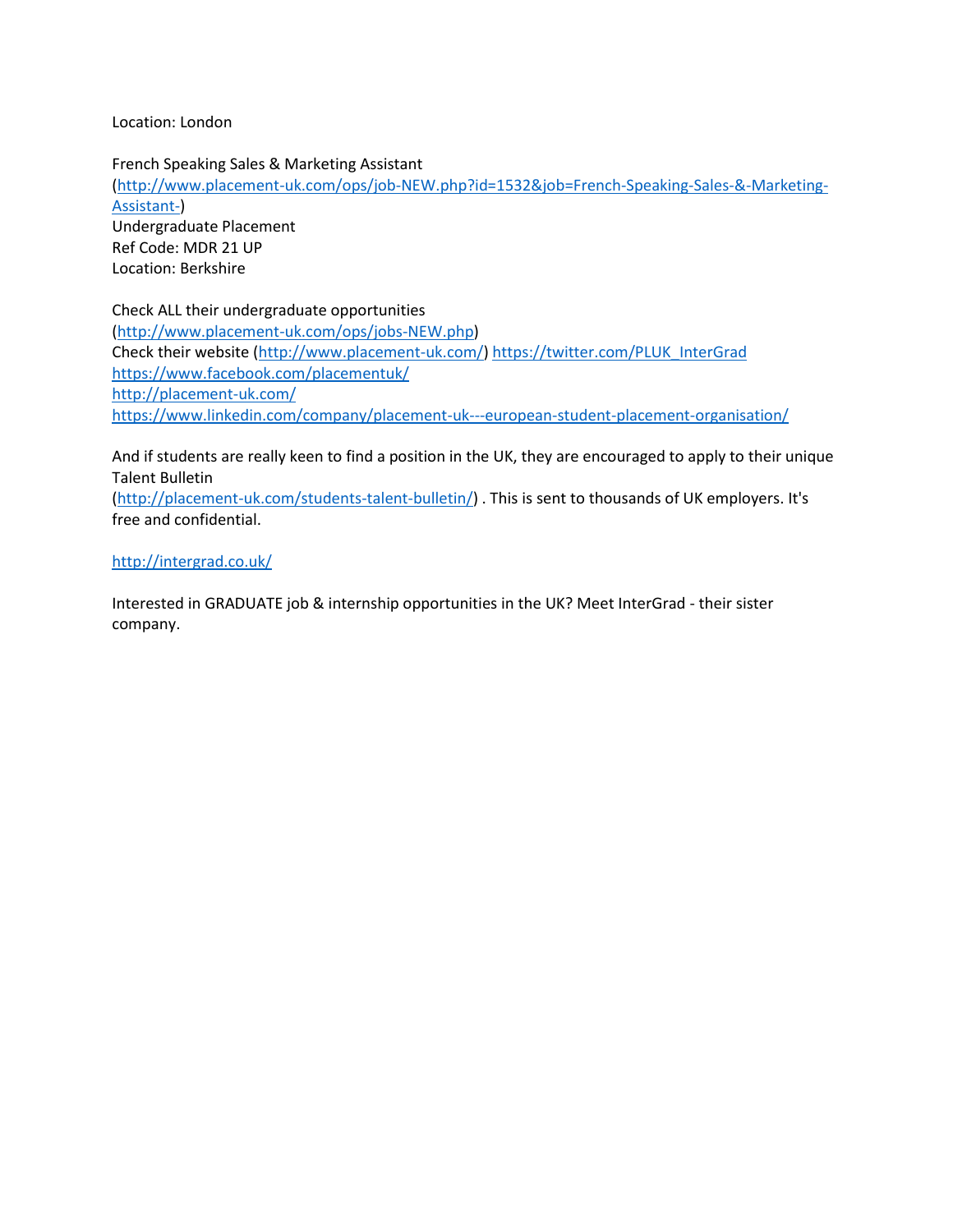Location: London

French Speaking Sales & Marketing Assistant
(http://www.placement-uk.com/ops/job-NEW.php?id=1532&job=French-Speaking-Sales-&-Marketing-Assistant-)
Undergraduate Placement
Ref Code: MDR 21 UP
Location: Berkshire

Check ALL their undergraduate opportunities
(http://www.placement-uk.com/ops/jobs-NEW.php)
Check their website (http://www.placement-uk.com/) https://twitter.com/PLUK_InterGrad
https://www.facebook.com/placementuk/
http://placement-uk.com/
https://www.linkedin.com/company/placement-uk---european-student-placement-organisation/

And if students are really keen to find a position in the UK, they are encouraged to apply to their unique Talent Bulletin
(http://placement-uk.com/students-talent-bulletin/) . This is sent to thousands of UK employers. It's free and confidential.

http://intergrad.co.uk/

Interested in GRADUATE job & internship opportunities in the UK? Meet InterGrad - their sister company.